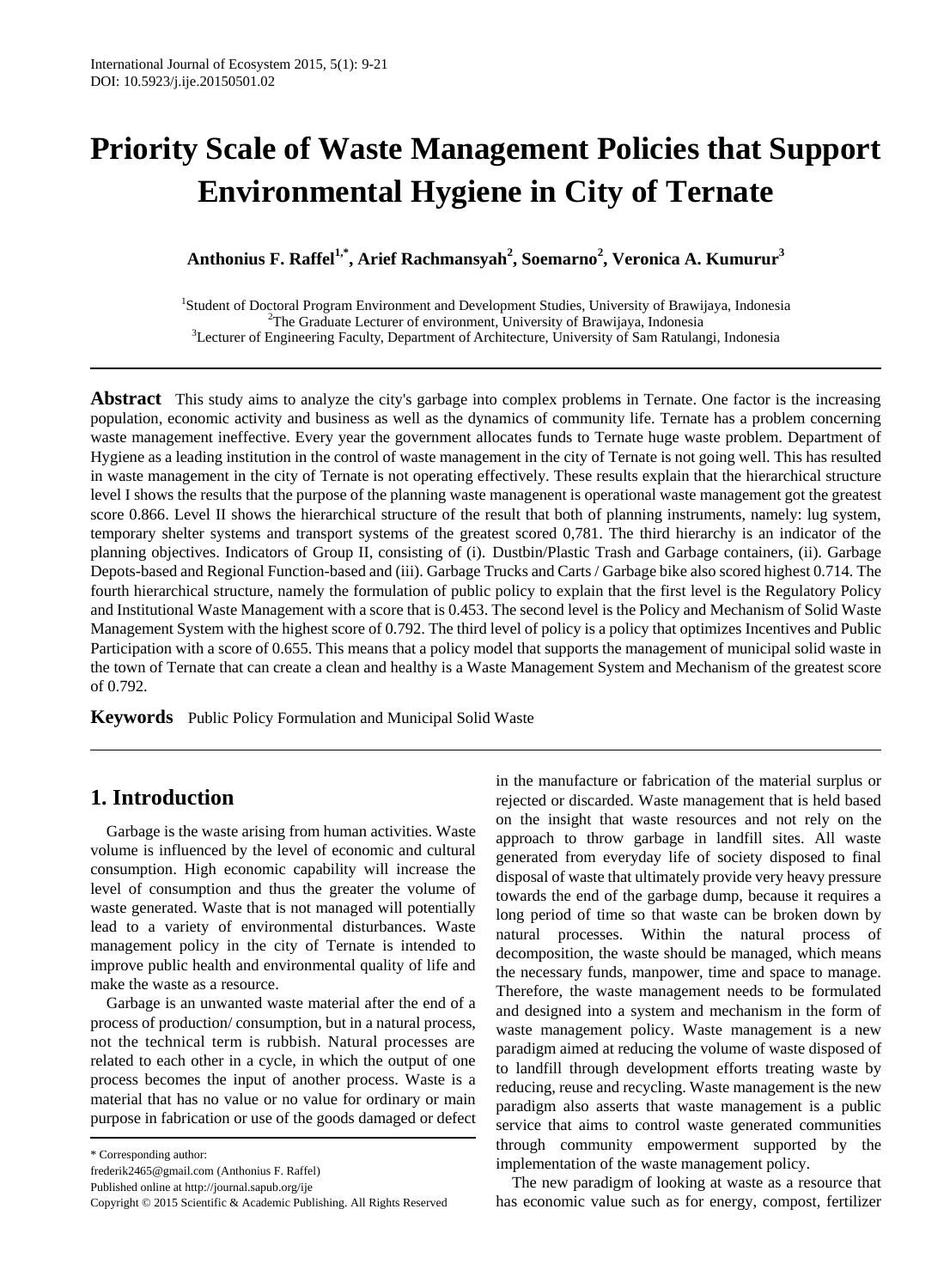# Priority Scale of Waste Management Policies that Support Environmental Hygiene in City of Ternate

**Anthonius F. Raffel[1,*], Arief Rachmansyah[2], Soemarno[2], Veronica A. Kumurur[3]**

[1]Student of Doctoral Program Environment and Development Studies, University of Brawijaya, Indonesia
[2]The Graduate Lecturer of environment, University of Brawijaya, Indonesia
[3]Lecturer of Engineering Faculty, Department of Architecture, University of Sam Ratulangi, Indonesia

**Abstract** This study aims to analyze the city's garbage into complex problems in Ternate. One factor is the increasing population, economic activity and business as well as the dynamics of community life. Ternate has a problem concerning waste management ineffective. Every year the government allocates funds to Ternate huge waste problem. Department of Hygiene as a leading institution in the control of waste management in the city of Ternate is not going well. This has resulted in waste management in the city of Ternate is not operating effectively. These results explain that the hierarchical structure level I shows the results that the purpose of the planning waste managenent is operational waste management got the greatest score 0.866. Level II shows the hierarchical structure of the result that both of planning instruments, namely: lug system, temporary shelter systems and transport systems of the greatest scored 0,781. The third hierarchy is an indicator of the planning objectives. Indicators of Group II, consisting of (i). Dustbin/Plastic Trash and Garbage containers, (ii). Garbage Depots-based and Regional Function-based and (iii). Garbage Trucks and Carts / Garbage bike also scored highest 0.714. The fourth hierarchical structure, namely the formulation of public policy to explain that the first level is the Regulatory Policy and Institutional Waste Management with a score that is 0.453. The second level is the Policy and Mechanism of Solid Waste Management System with the highest score of 0.792. The third level of policy is a policy that optimizes Incentives and Public Participation with a score of 0.655. This means that a policy model that supports the management of municipal solid waste in the town of Ternate that can create a clean and healthy is a Waste Management System and Mechanism of the greatest score of 0.792.

**Keywords** Public Policy Formulation and Municipal Solid Waste

## 1. Introduction

Garbage is the waste arising from human activities. Waste volume is influenced by the level of economic and cultural consumption. High economic capability will increase the level of consumption and thus the greater the volume of waste generated. Waste that is not managed will potentially lead to a variety of environmental disturbances. Waste management policy in the city of Ternate is intended to improve public health and environmental quality of life and make the waste as a resource.

Garbage is an unwanted waste material after the end of a process of production/ consumption, but in a natural process, not the technical term is rubbish. Natural processes are related to each other in a cycle, in which the output of one process becomes the input of another process. Waste is a material that has no value or no value for ordinary or main purpose in fabrication or use of the goods damaged or defect in the manufacture or fabrication of the material surplus or rejected or discarded. Waste management that is held based on the insight that waste resources and not rely on the approach to throw garbage in landfill sites. All waste generated from everyday life of society disposed to final disposal of waste that ultimately provide very heavy pressure towards the end of the garbage dump, because it requires a long period of time so that waste can be broken down by natural processes. Within the natural process of decomposition, the waste should be managed, which means the necessary funds, manpower, time and space to manage. Therefore, the waste management needs to be formulated and designed into a system and mechanism in the form of waste management policy. Waste management is a new paradigm aimed at reducing the volume of waste disposed of to landfill through development efforts treating waste by reducing, reuse and recycling. Waste management is the new paradigm also asserts that waste management is a public service that aims to control waste generated communities through community empowerment supported by the implementation of the waste management policy.

The new paradigm of looking at waste as a resource that has economic value such as for energy, compost, fertilizer

---

\* Corresponding author:
frederik2465@gmail.com (Anthonius F. Raffel)
Published online at http://journal.sapub.org/ije
Copyright © 2015 Scientific & Academic Publishing. All Rights Reserved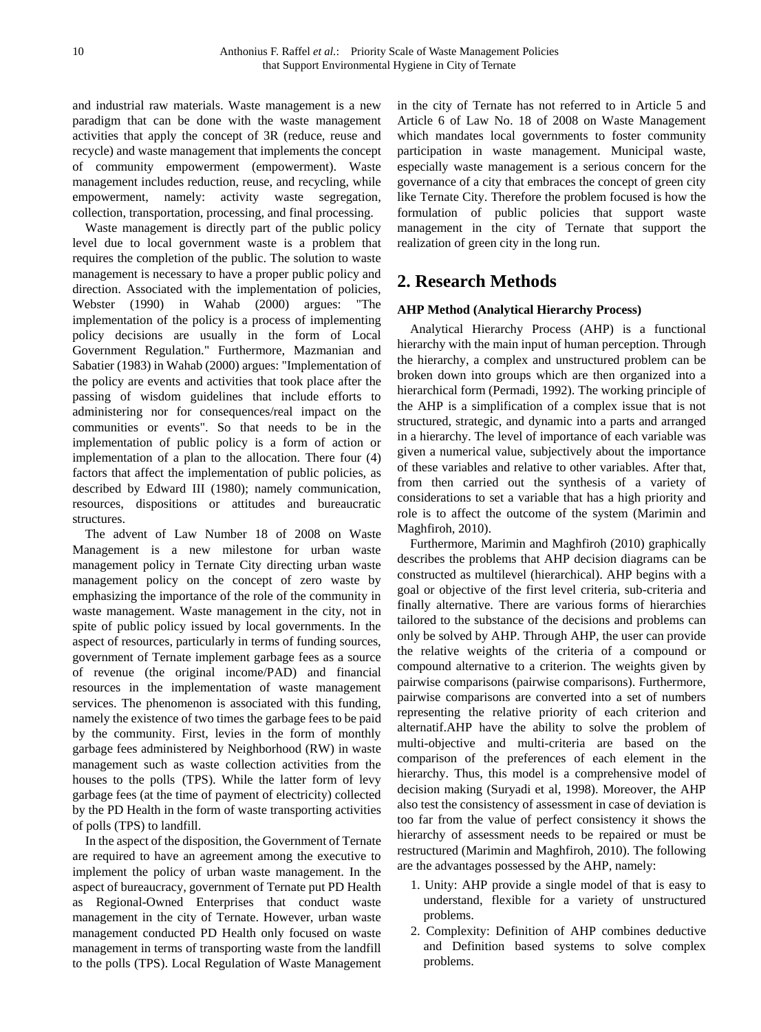and industrial raw materials. Waste management is a new paradigm that can be done with the waste management activities that apply the concept of 3R (reduce, reuse and recycle) and waste management that implements the concept of community empowerment (empowerment). Waste management includes reduction, reuse, and recycling, while empowerment, namely: activity waste segregation, collection, transportation, processing, and final processing.

Waste management is directly part of the public policy level due to local government waste is a problem that requires the completion of the public. The solution to waste management is necessary to have a proper public policy and direction. Associated with the implementation of policies, Webster (1990) in Wahab (2000) argues: "The implementation of the policy is a process of implementing policy decisions are usually in the form of Local Government Regulation." Furthermore, Mazmanian and Sabatier (1983) in Wahab (2000) argues: "Implementation of the policy are events and activities that took place after the passing of wisdom guidelines that include efforts to administering nor for consequences/real impact on the communities or events". So that needs to be in the implementation of public policy is a form of action or implementation of a plan to the allocation. There four (4) factors that affect the implementation of public policies, as described by Edward III (1980); namely communication, resources, dispositions or attitudes and bureaucratic structures.

The advent of Law Number 18 of 2008 on Waste Management is a new milestone for urban waste management policy in Ternate City directing urban waste management policy on the concept of zero waste by emphasizing the importance of the role of the community in waste management. Waste management in the city, not in spite of public policy issued by local governments. In the aspect of resources, particularly in terms of funding sources, government of Ternate implement garbage fees as a source of revenue (the original income/PAD) and financial resources in the implementation of waste management services. The phenomenon is associated with this funding, namely the existence of two times the garbage fees to be paid by the community. First, levies in the form of monthly garbage fees administered by Neighborhood (RW) in waste management such as waste collection activities from the houses to the polls (TPS). While the latter form of levy garbage fees (at the time of payment of electricity) collected by the PD Health in the form of waste transporting activities of polls (TPS) to landfill.

In the aspect of the disposition, the Government of Ternate are required to have an agreement among the executive to implement the policy of urban waste management. In the aspect of bureaucracy, government of Ternate put PD Health as Regional-Owned Enterprises that conduct waste management in the city of Ternate. However, urban waste management conducted PD Health only focused on waste management in terms of transporting waste from the landfill to the polls (TPS). Local Regulation of Waste Management in the city of Ternate has not referred to in Article 5 and Article 6 of Law No. 18 of 2008 on Waste Management which mandates local governments to foster community participation in waste management. Municipal waste, especially waste management is a serious concern for the governance of a city that embraces the concept of green city like Ternate City. Therefore the problem focused is how the formulation of public policies that support waste management in the city of Ternate that support the realization of green city in the long run.

## 2. Research Methods

**AHP Method (Analytical Hierarchy Process)**

Analytical Hierarchy Process (AHP) is a functional hierarchy with the main input of human perception. Through the hierarchy, a complex and unstructured problem can be broken down into groups which are then organized into a hierarchical form (Permadi, 1992). The working principle of the AHP is a simplification of a complex issue that is not structured, strategic, and dynamic into a parts and arranged in a hierarchy. The level of importance of each variable was given a numerical value, subjectively about the importance of these variables and relative to other variables. After that, from then carried out the synthesis of a variety of considerations to set a variable that has a high priority and role is to affect the outcome of the system (Marimin and Maghfiroh, 2010).

Furthermore, Marimin and Maghfiroh (2010) graphically describes the problems that AHP decision diagrams can be constructed as multilevel (hierarchical). AHP begins with a goal or objective of the first level criteria, sub-criteria and finally alternative. There are various forms of hierarchies tailored to the substance of the decisions and problems can only be solved by AHP. Through AHP, the user can provide the relative weights of the criteria of a compound or compound alternative to a criterion. The weights given by pairwise comparisons (pairwise comparisons). Furthermore, pairwise comparisons are converted into a set of numbers representing the relative priority of each criterion and alternatif.AHP have the ability to solve the problem of multi-objective and multi-criteria are based on the comparison of the preferences of each element in the hierarchy. Thus, this model is a comprehensive model of decision making (Suryadi et al, 1998). Moreover, the AHP also test the consistency of assessment in case of deviation is too far from the value of perfect consistency it shows the hierarchy of assessment needs to be repaired or must be restructured (Marimin and Maghfiroh, 2010). The following are the advantages possessed by the AHP, namely:

1. Unity: AHP provide a single model of that is easy to understand, flexible for a variety of unstructured problems.
2. Complexity: Definition of AHP combines deductive and Definition based systems to solve complex problems.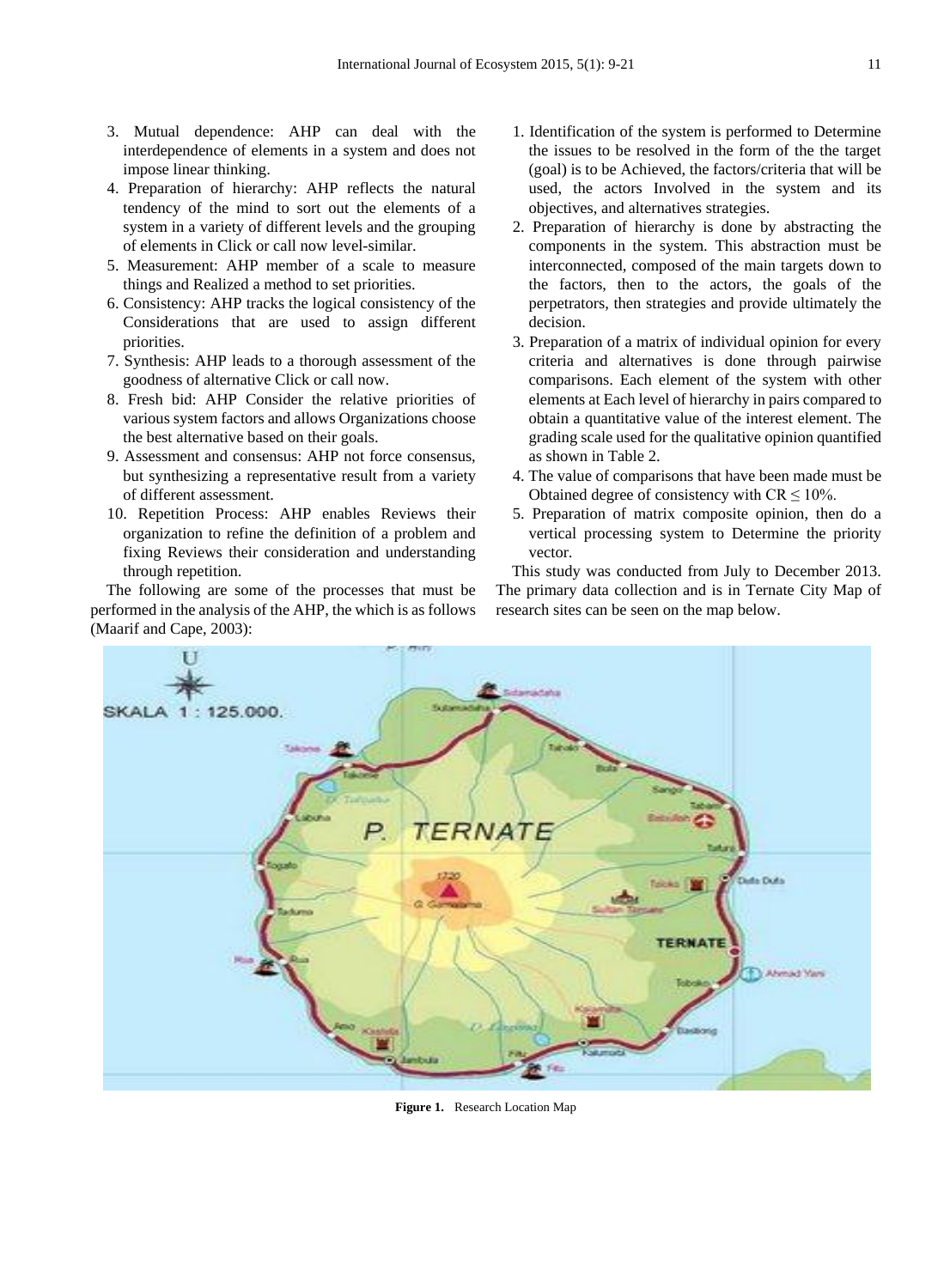3. Mutual dependence: AHP can deal with the interdependence of elements in a system and does not impose linear thinking.
4. Preparation of hierarchy: AHP reflects the natural tendency of the mind to sort out the elements of a system in a variety of different levels and the grouping of elements in Click or call now level-similar.
5. Measurement: AHP member of a scale to measure things and Realized a method to set priorities.
6. Consistency: AHP tracks the logical consistency of the Considerations that are used to assign different priorities.
7. Synthesis: AHP leads to a thorough assessment of the goodness of alternative Click or call now.
8. Fresh bid: AHP Consider the relative priorities of various system factors and allows Organizations choose the best alternative based on their goals.
9. Assessment and consensus: AHP not force consensus, but synthesizing a representative result from a variety of different assessment.
10. Repetition Process: AHP enables Reviews their organization to refine the definition of a problem and fixing Reviews their consideration and understanding through repetition.

The following are some of the processes that must be performed in the analysis of the AHP, the which is as follows (Maarif and Cape, 2003):

1. Identification of the system is performed to Determine the issues to be resolved in the form of the the target (goal) is to be Achieved, the factors/criteria that will be used, the actors Involved in the system and its objectives, and alternatives strategies.
2. Preparation of hierarchy is done by abstracting the components in the system. This abstraction must be interconnected, composed of the main targets down to the factors, then to the actors, the goals of the perpetrators, then strategies and provide ultimately the decision.
3. Preparation of a matrix of individual opinion for every criteria and alternatives is done through pairwise comparisons. Each element of the system with other elements at Each level of hierarchy in pairs compared to obtain a quantitative value of the interest element. The grading scale used for the qualitative opinion quantified as shown in Table 2.
4. The value of comparisons that have been made must be Obtained degree of consistency with CR $\leq 10\%$.
5. Preparation of matrix composite opinion, then do a vertical processing system to Determine the priority vector.

This study was conducted from July to December 2013. The primary data collection and is in Ternate City Map of research sites can be seen on the map below.

**Figure 1.** Research Location Map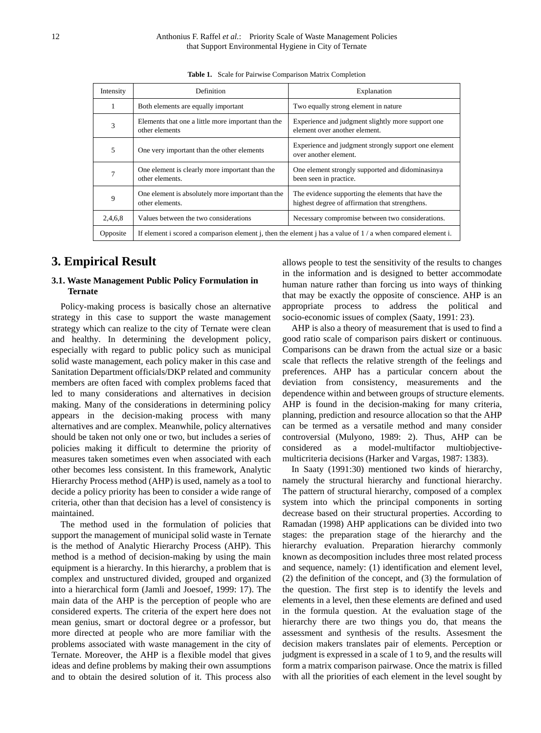**Table 1.** Scale for Pairwise Comparison Matrix Completion

| Intensity | Definition | Explanation |
|---|---|---|
| 1 | Both elements are equally important | Two equally strong element in nature |
| 3 | Elements that one a little more important than the other elements | Experience and judgment slightly more support one element over another element. |
| 5 | One very important than the other elements | Experience and judgment strongly support one element over another element. |
| 7 | One element is clearly more important than the other elements. | One element strongly supported and didominasinya been seen in practice. |
| 9 | One element is absolutely more important than the other elements. | The evidence supporting the elements that have the highest degree of affirmation that strengthens. |
| 2,4,6,8 | Values between the two considerations | Necessary compromise between two considerations. |
| Opposite | If element i scored a comparison element j, then the element j has a value of 1 / a when compared element i. | |

# 3. Empirical Result

## 3.1. Waste Management Public Policy Formulation in Ternate

Policy-making process is basically chose an alternative strategy in this case to support the waste management strategy which can realize to the city of Ternate were clean and healthy. In determining the development policy, especially with regard to public policy such as municipal solid waste management, each policy maker in this case and Sanitation Department officials/DKP related and community members are often faced with complex problems faced that led to many considerations and alternatives in decision making. Many of the considerations in determining policy appears in the decision-making process with many alternatives and are complex. Meanwhile, policy alternatives should be taken not only one or two, but includes a series of policies making it difficult to determine the priority of measures taken sometimes even when associated with each other becomes less consistent. In this framework, Analytic Hierarchy Process method (AHP) is used, namely as a tool to decide a policy priority has been to consider a wide range of criteria, other than that decision has a level of consistency is maintained.

The method used in the formulation of policies that support the management of municipal solid waste in Ternate is the method of Analytic Hierarchy Process (AHP). This method is a method of decision-making by using the main equipment is a hierarchy. In this hierarchy, a problem that is complex and unstructured divided, grouped and organized into a hierarchical form (Jamli and Joesoef, 1999: 17). The main data of the AHP is the perception of people who are considered experts. The criteria of the expert here does not mean genius, smart or doctoral degree or a professor, but more directed at people who are more familiar with the problems associated with waste management in the city of Ternate. Moreover, the AHP is a flexible model that gives ideas and define problems by making their own assumptions and to obtain the desired solution of it. This process also allows people to test the sensitivity of the results to changes in the information and is designed to better accommodate human nature rather than forcing us into ways of thinking that may be exactly the opposite of conscience. AHP is an appropriate process to address the political and socio-economic issues of complex (Saaty, 1991: 23).

AHP is also a theory of measurement that is used to find a good ratio scale of comparison pairs diskert or continuous. Comparisons can be drawn from the actual size or a basic scale that reflects the relative strength of the feelings and preferences. AHP has a particular concern about the deviation from consistency, measurements and the dependence within and between groups of structure elements. AHP is found in the decision-making for many criteria, planning, prediction and resource allocation so that the AHP can be termed as a versatile method and many consider controversial (Mulyono, 1989: 2). Thus, AHP can be considered as a model-multifactor multiobjective-multicriteria decisions (Harker and Vargas, 1987: 1383).

In Saaty (1991:30) mentioned two kinds of hierarchy, namely the structural hierarchy and functional hierarchy. The pattern of structural hierarchy, composed of a complex system into which the principal components in sorting decrease based on their structural properties. According to Ramadan (1998) AHP applications can be divided into two stages: the preparation stage of the hierarchy and the hierarchy evaluation. Preparation hierarchy commonly known as decomposition includes three most related process and sequence, namely: (1) identification and element level, (2) the definition of the concept, and (3) the formulation of the question. The first step is to identify the levels and elements in a level, then these elements are defined and used in the formula question. At the evaluation stage of the hierarchy there are two things you do, that means the assessment and synthesis of the results. Assesment the decision makers translates pair of elements. Perception or judgment is expressed in a scale of 1 to 9, and the results will form a matrix comparison pairwase. Once the matrix is filled with all the priorities of each element in the level sought by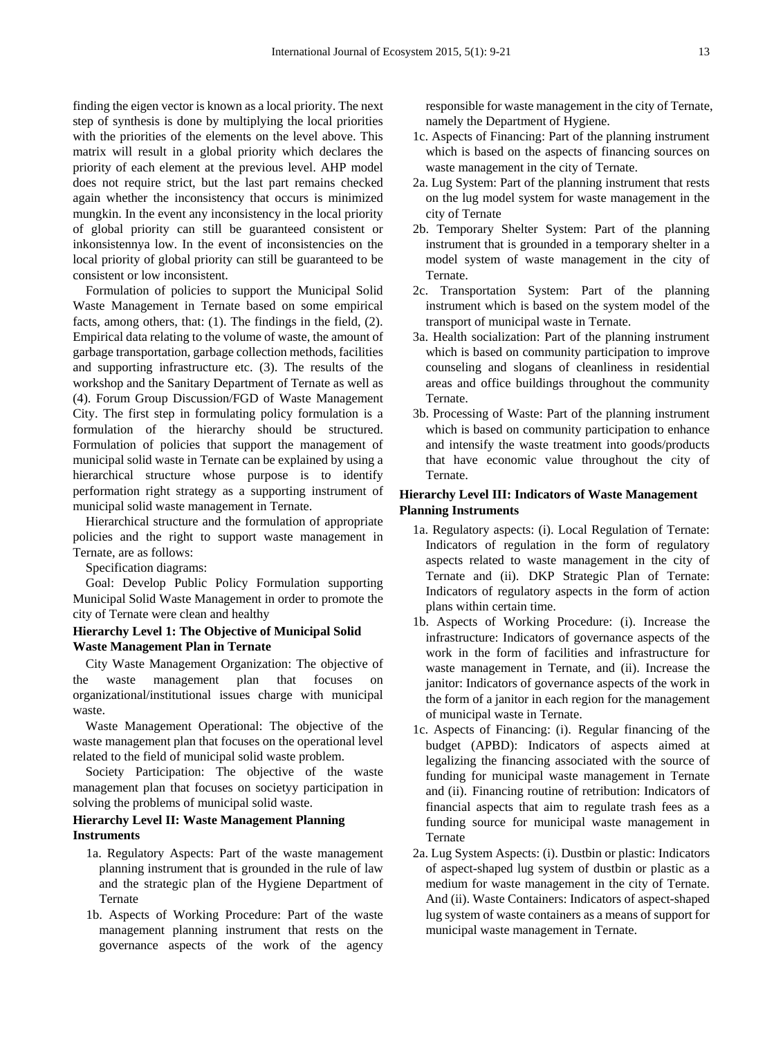finding the eigen vector is known as a local priority. The next step of synthesis is done by multiplying the local priorities with the priorities of the elements on the level above. This matrix will result in a global priority which declares the priority of each element at the previous level. AHP model does not require strict, but the last part remains checked again whether the inconsistency that occurs is minimized mungkin. In the event any inconsistency in the local priority of global priority can still be guaranteed consistent or inkonsistennya low. In the event of inconsistencies on the local priority of global priority can still be guaranteed to be consistent or low inconsistent.

Formulation of policies to support the Municipal Solid Waste Management in Ternate based on some empirical facts, among others, that: (1). The findings in the field, (2). Empirical data relating to the volume of waste, the amount of garbage transportation, garbage collection methods, facilities and supporting infrastructure etc. (3). The results of the workshop and the Sanitary Department of Ternate as well as (4). Forum Group Discussion/FGD of Waste Management City. The first step in formulating policy formulation is a formulation of the hierarchy should be structured. Formulation of policies that support the management of municipal solid waste in Ternate can be explained by using a hierarchical structure whose purpose is to identify performation right strategy as a supporting instrument of municipal solid waste management in Ternate.

Hierarchical structure and the formulation of appropriate policies and the right to support waste management in Ternate, are as follows:

Specification diagrams:

Goal: Develop Public Policy Formulation supporting Municipal Solid Waste Management in order to promote the city of Ternate were clean and healthy

**Hierarchy Level 1: The Objective of Municipal Solid Waste Management Plan in Ternate**

City Waste Management Organization: The objective of the waste management plan that focuses on organizational/institutional issues charge with municipal waste.

Waste Management Operational: The objective of the waste management plan that focuses on the operational level related to the field of municipal solid waste problem.

Society Participation: The objective of the waste management plan that focuses on societyy participation in solving the problems of municipal solid waste.

**Hierarchy Level II: Waste Management Planning Instruments**

1a. Regulatory Aspects: Part of the waste management planning instrument that is grounded in the rule of law and the strategic plan of the Hygiene Department of Ternate

1b. Aspects of Working Procedure: Part of the waste management planning instrument that rests on the governance aspects of the work of the agency responsible for waste management in the city of Ternate, namely the Department of Hygiene.

1c. Aspects of Financing: Part of the planning instrument which is based on the aspects of financing sources on waste management in the city of Ternate.

2a. Lug System: Part of the planning instrument that rests on the lug model system for waste management in the city of Ternate

2b. Temporary Shelter System: Part of the planning instrument that is grounded in a temporary shelter in a model system of waste management in the city of Ternate.

2c. Transportation System: Part of the planning instrument which is based on the system model of the transport of municipal waste in Ternate.

3a. Health socialization: Part of the planning instrument which is based on community participation to improve counseling and slogans of cleanliness in residential areas and office buildings throughout the community Ternate.

3b. Processing of Waste: Part of the planning instrument which is based on community participation to enhance and intensify the waste treatment into goods/products that have economic value throughout the city of Ternate.

**Hierarchy Level III: Indicators of Waste Management Planning Instruments**

1a. Regulatory aspects: (i). Local Regulation of Ternate: Indicators of regulation in the form of regulatory aspects related to waste management in the city of Ternate and (ii). DKP Strategic Plan of Ternate: Indicators of regulatory aspects in the form of action plans within certain time.

1b. Aspects of Working Procedure: (i). Increase the infrastructure: Indicators of governance aspects of the work in the form of facilities and infrastructure for waste management in Ternate, and (ii). Increase the janitor: Indicators of governance aspects of the work in the form of a janitor in each region for the management of municipal waste in Ternate.

1c. Aspects of Financing: (i). Regular financing of the budget (APBD): Indicators of aspects aimed at legalizing the financing associated with the source of funding for municipal waste management in Ternate and (ii). Financing routine of retribution: Indicators of financial aspects that aim to regulate trash fees as a funding source for municipal waste management in Ternate

2a. Lug System Aspects: (i). Dustbin or plastic: Indicators of aspect-shaped lug system of dustbin or plastic as a medium for waste management in the city of Ternate. And (ii). Waste Containers: Indicators of aspect-shaped lug system of waste containers as a means of support for municipal waste management in Ternate.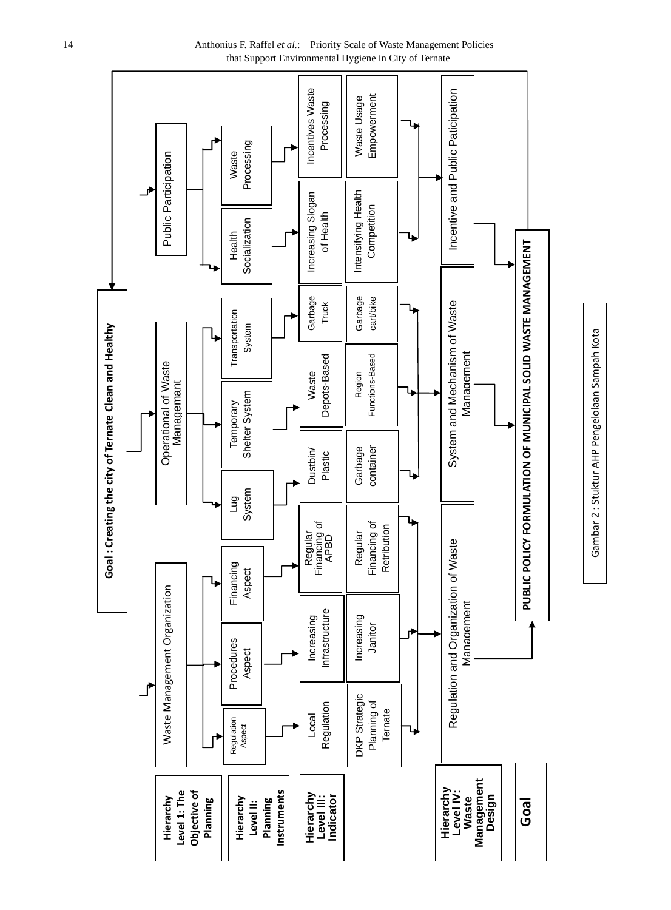**Goal : Creating the city of Ternate Clean and Healthy**

| Hierarchy | Waste Management Organization | | | Operational of Waste Managemant | | | Public Participation | |
|---|---|---|---|---|---|---|---|---|
| **Hierarchy Level 1: The Objective of Planning** | Waste Management Organization | | | Operational of Waste Managemant | | | Public Participation | |
| **Hierarchy Level II: Planning Instruments** | Regulation Aspect | Procedures Aspect | Financing Aspect | Lug System | Temporary Shelter System | Transportation System | Health Socialization | Waste Processing |
| **Hierarchy Level III: Indicator** | Local Regulation | Increasing Infrastructure | Regular Financing of APBD | Dustbin/ Plastic | Waste Depots-Based | Garbage Truck | Increasing Slogan of Health | Incentives Waste Processing |
| | DKP Strategic Planning of Ternate | Increasing Janitor | Regular Financing of Retribution | Garbage container | Region Functions-Based | Garbage cart/bike | Intensifying Health Competition | Waste Usage Empowerment |
| **Hierarchy Level IV: Waste Management Design** | Regulation and Organization of Waste Management | | | System and Mechanism of Waste Management | | | Incentive and Public Paticipation | |
| **Goal** | **PUBLIC POLICY FORMULATION OF MUNICIPAL SOLID WASTE MANAGEMENT** | | | | | | | |

Gambar 2 : Stuktur AHP Pengelolaan Sampah Kota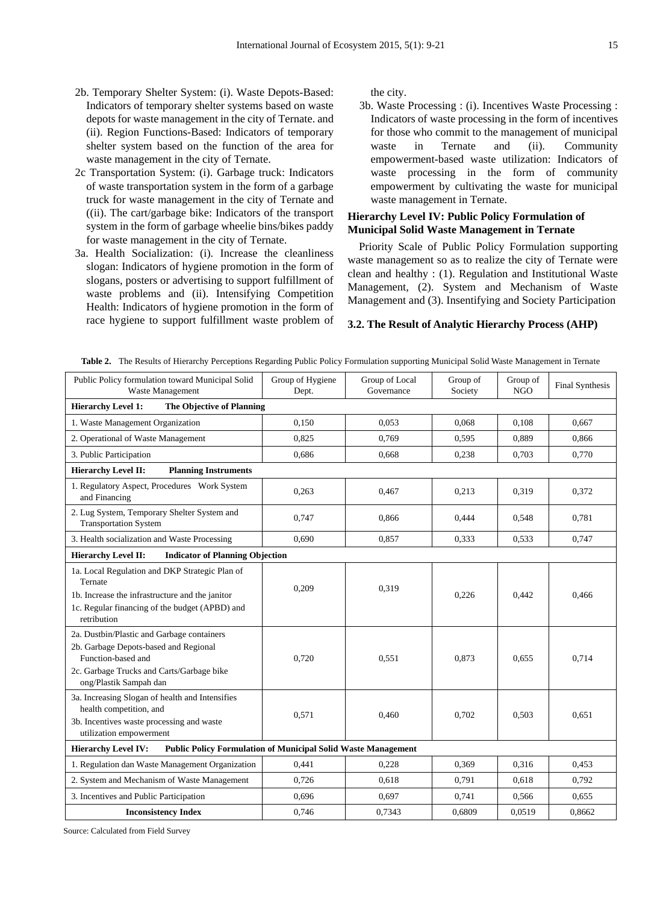2b. Temporary Shelter System: (i). Waste Depots-Based: Indicators of temporary shelter systems based on waste depots for waste management in the city of Ternate. and (ii). Region Functions-Based: Indicators of temporary shelter system based on the function of the area for waste management in the city of Ternate.

2c Transportation System: (i). Garbage truck: Indicators of waste transportation system in the form of a garbage truck for waste management in the city of Ternate and ((ii). The cart/garbage bike: Indicators of the transport system in the form of garbage wheelie bins/bikes paddy for waste management in the city of Ternate.

3a. Health Socialization: (i). Increase the cleanliness slogan: Indicators of hygiene promotion in the form of slogans, posters or advertising to support fulfillment of waste problems and (ii). Intensifying Competition Health: Indicators of hygiene promotion in the form of race hygiene to support fulfillment waste problem of the city.

3b. Waste Processing : (i). Incentives Waste Processing : Indicators of waste processing in the form of incentives for those who commit to the management of municipal waste in Ternate and (ii). Community empowerment-based waste utilization: Indicators of waste processing in the form of community empowerment by cultivating the waste for municipal waste management in Ternate.

**Hierarchy Level IV: Public Policy Formulation of Municipal Solid Waste Management in Ternate**

Priority Scale of Public Policy Formulation supporting waste management so as to realize the city of Ternate were clean and healthy : (1). Regulation and Institutional Waste Management, (2). System and Mechanism of Waste Management and (3). Insentifying and Society Participation

### 3.2. The Result of Analytic Hierarchy Process (AHP)

**Table 2.** The Results of Hierarchy Perceptions Regarding Public Policy Formulation supporting Municipal Solid Waste Management in Ternate

| Public Policy formulation toward Municipal Solid Waste Management | Group of Hygiene Dept. | Group of Local Governance | Group of Society | Group of NGO | Final Synthesis |
|---|---|---|---|---|---|
| **Hierarchy Level 1: The Objective of Planning** | | | | | |
| 1. Waste Management Organization | 0,150 | 0,053 | 0,068 | 0,108 | 0,667 |
| 2. Operational of Waste Management | 0,825 | 0,769 | 0,595 | 0,889 | 0,866 |
| 3. Public Participation | 0,686 | 0,668 | 0,238 | 0,703 | 0,770 |
| **Hierarchy Level II: Planning Instruments** | | | | | |
| 1. Regulatory Aspect, Procedures Work System and Financing | 0,263 | 0,467 | 0,213 | 0,319 | 0,372 |
| 2. Lug System, Temporary Shelter System and Transportation System | 0,747 | 0,866 | 0,444 | 0,548 | 0,781 |
| 3. Health socialization and Waste Processing | 0,690 | 0,857 | 0,333 | 0,533 | 0,747 |
| **Hierarchy Level II: Indicator of Planning Objection** | | | | | |
| 1a. Local Regulation and DKP Strategic Plan of Ternate<br>1b. Increase the infrastructure and the janitor<br>1c. Regular financing of the budget (APBD) and retribution | 0,209 | 0,319 | 0,226 | 0,442 | 0,466 |
| 2a. Dustbin/Plastic and Garbage containers<br>2b. Garbage Depots-based and Regional Function-based and<br>2c. Garbage Trucks and Carts/Garbage bike ong/Plastik Sampah dan | 0,720 | 0,551 | 0,873 | 0,655 | 0,714 |
| 3a. Increasing Slogan of health and Intensifies health competition, and<br>3b. Incentives waste processing and waste utilization empowerment | 0,571 | 0,460 | 0,702 | 0,503 | 0,651 |
| **Hierarchy Level IV: Public Policy Formulation of Municipal Solid Waste Management** | | | | | |
| 1. Regulation dan Waste Management Organization | 0,441 | 0,228 | 0,369 | 0,316 | 0,453 |
| 2. System and Mechanism of Waste Management | 0,726 | 0,618 | 0,791 | 0,618 | 0,792 |
| 3. Incentives and Public Participation | 0,696 | 0,697 | 0,741 | 0,566 | 0,655 |
| **Inconsistency Index** | 0,746 | 0,7343 | 0,6809 | 0,0519 | 0,8662 |

Source: Calculated from Field Survey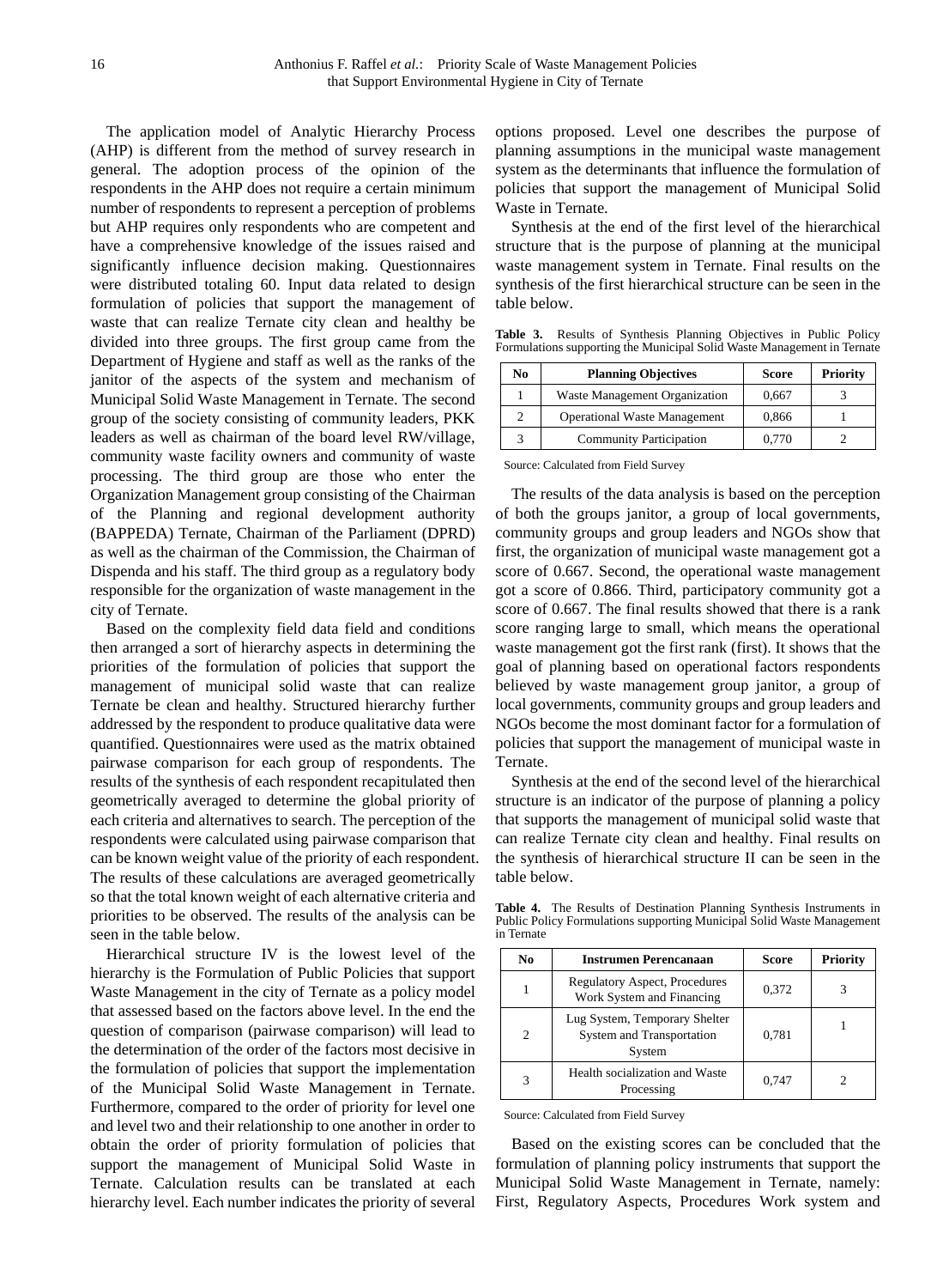The application model of Analytic Hierarchy Process (AHP) is different from the method of survey research in general. The adoption process of the opinion of the respondents in the AHP does not require a certain minimum number of respondents to represent a perception of problems but AHP requires only respondents who are competent and have a comprehensive knowledge of the issues raised and significantly influence decision making. Questionnaires were distributed totaling 60. Input data related to design formulation of policies that support the management of waste that can realize Ternate city clean and healthy be divided into three groups. The first group came from the Department of Hygiene and staff as well as the ranks of the janitor of the aspects of the system and mechanism of Municipal Solid Waste Management in Ternate. The second group of the society consisting of community leaders, PKK leaders as well as chairman of the board level RW/village, community waste facility owners and community of waste processing. The third group are those who enter the Organization Management group consisting of the Chairman of the Planning and regional development authority (BAPPEDA) Ternate, Chairman of the Parliament (DPRD) as well as the chairman of the Commission, the Chairman of Dispenda and his staff. The third group as a regulatory body responsible for the organization of waste management in the city of Ternate.

Based on the complexity field data field and conditions then arranged a sort of hierarchy aspects in determining the priorities of the formulation of policies that support the management of municipal solid waste that can realize Ternate be clean and healthy. Structured hierarchy further addressed by the respondent to produce qualitative data were quantified. Questionnaires were used as the matrix obtained pairwase comparison for each group of respondents. The results of the synthesis of each respondent recapitulated then geometrically averaged to determine the global priority of each criteria and alternatives to search. The perception of the respondents were calculated using pairwase comparison that can be known weight value of the priority of each respondent. The results of these calculations are averaged geometrically so that the total known weight of each alternative criteria and priorities to be observed. The results of the analysis can be seen in the table below.

Hierarchical structure IV is the lowest level of the hierarchy is the Formulation of Public Policies that support Waste Management in the city of Ternate as a policy model that assessed based on the factors above level. In the end the question of comparison (pairwase comparison) will lead to the determination of the order of the factors most decisive in the formulation of policies that support the implementation of the Municipal Solid Waste Management in Ternate. Furthermore, compared to the order of priority for level one and level two and their relationship to one another in order to obtain the order of priority formulation of policies that support the management of Municipal Solid Waste in Ternate. Calculation results can be translated at each hierarchy level. Each number indicates the priority of several options proposed. Level one describes the purpose of planning assumptions in the municipal waste management system as the determinants that influence the formulation of policies that support the management of Municipal Solid Waste in Ternate.

Synthesis at the end of the first level of the hierarchical structure that is the purpose of planning at the municipal waste management system in Ternate. Final results on the synthesis of the first hierarchical structure can be seen in the table below.

**Table 3.** Results of Synthesis Planning Objectives in Public Policy Formulations supporting the Municipal Solid Waste Management in Ternate

| No | Planning Objectives | Score | Priority |
|---|---|---|---|
| 1 | Waste Management Organization | 0,667 | 3 |
| 2 | Operational Waste Management | 0,866 | 1 |
| 3 | Community Participation | 0,770 | 2 |

Source: Calculated from Field Survey

The results of the data analysis is based on the perception of both the groups janitor, a group of local governments, community groups and group leaders and NGOs show that first, the organization of municipal waste management got a score of 0.667. Second, the operational waste management got a score of 0.866. Third, participatory community got a score of 0.667. The final results showed that there is a rank score ranging large to small, which means the operational waste management got the first rank (first). It shows that the goal of planning based on operational factors respondents believed by waste management group janitor, a group of local governments, community groups and group leaders and NGOs become the most dominant factor for a formulation of policies that support the management of municipal waste in Ternate.

Synthesis at the end of the second level of the hierarchical structure is an indicator of the purpose of planning a policy that supports the management of municipal solid waste that can realize Ternate city clean and healthy. Final results on the synthesis of hierarchical structure II can be seen in the table below.

**Table 4.** The Results of Destination Planning Synthesis Instruments in Public Policy Formulations supporting Municipal Solid Waste Management in Ternate

| No | Instrumen Perencanaan | Score | Priority |
|---|---|---|---|
| 1 | Regulatory Aspect, Procedures Work System and Financing | 0,372 | 3 |
| 2 | Lug System, Temporary Shelter System and Transportation System | 0,781 | 1 |
| 3 | Health socialization and Waste Processing | 0,747 | 2 |

Source: Calculated from Field Survey

Based on the existing scores can be concluded that the formulation of planning policy instruments that support the Municipal Solid Waste Management in Ternate, namely: First, Regulatory Aspects, Procedures Work system and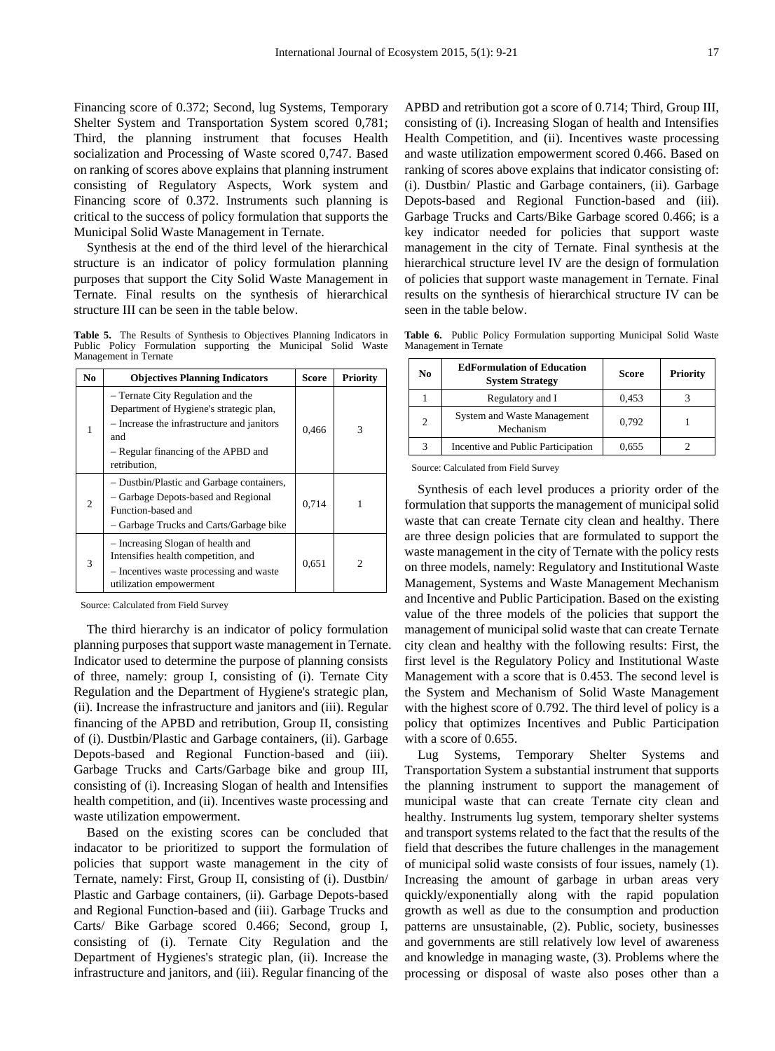Financing score of 0.372; Second, lug Systems, Temporary Shelter System and Transportation System scored 0,781; Third, the planning instrument that focuses Health socialization and Processing of Waste scored 0,747. Based on ranking of scores above explains that planning instrument consisting of Regulatory Aspects, Work system and Financing score of 0.372. Instruments such planning is critical to the success of policy formulation that supports the Municipal Solid Waste Management in Ternate.

Synthesis at the end of the third level of the hierarchical structure is an indicator of policy formulation planning purposes that support the City Solid Waste Management in Ternate. Final results on the synthesis of hierarchical structure III can be seen in the table below.

**Table 5.** The Results of Synthesis to Objectives Planning Indicators in Public Policy Formulation supporting the Municipal Solid Waste Management in Ternate

| No | Objectives Planning Indicators | Score | Priority |
|---|---|---|---|
| 1 | – Ternate City Regulation and the Department of Hygiene's strategic plan, – Increase the infrastructure and janitors and – Regular financing of the APBD and retribution, | 0,466 | 3 |
| 2 | – Dustbin/Plastic and Garbage containers, – Garbage Depots-based and Regional Function-based and – Garbage Trucks and Carts/Garbage bike | 0,714 | 1 |
| 3 | – Increasing Slogan of health and Intensifies health competition, and – Incentives waste processing and waste utilization empowerment | 0,651 | 2 |

Source: Calculated from Field Survey

The third hierarchy is an indicator of policy formulation planning purposes that support waste management in Ternate. Indicator used to determine the purpose of planning consists of three, namely: group I, consisting of (i). Ternate City Regulation and the Department of Hygiene's strategic plan, (ii). Increase the infrastructure and janitors and (iii). Regular financing of the APBD and retribution, Group II, consisting of (i). Dustbin/Plastic and Garbage containers, (ii). Garbage Depots-based and Regional Function-based and (iii). Garbage Trucks and Carts/Garbage bike and group III, consisting of (i). Increasing Slogan of health and Intensifies health competition, and (ii). Incentives waste processing and waste utilization empowerment.

Based on the existing scores can be concluded that indacator to be prioritized to support the formulation of policies that support waste management in the city of Ternate, namely: First, Group II, consisting of (i). Dustbin/ Plastic and Garbage containers, (ii). Garbage Depots-based and Regional Function-based and (iii). Garbage Trucks and Carts/ Bike Garbage scored 0.466; Second, group I, consisting of (i). Ternate City Regulation and the Department of Hygienes's strategic plan, (ii). Increase the infrastructure and janitors, and (iii). Regular financing of the APBD and retribution got a score of 0.714; Third, Group III, consisting of (i). Increasing Slogan of health and Intensifies Health Competition, and (ii). Incentives waste processing and waste utilization empowerment scored 0.466. Based on ranking of scores above explains that indicator consisting of: (i). Dustbin/ Plastic and Garbage containers, (ii). Garbage Depots-based and Regional Function-based and (iii). Garbage Trucks and Carts/Bike Garbage scored 0.466; is a key indicator needed for policies that support waste management in the city of Ternate. Final synthesis at the hierarchical structure level IV are the design of formulation of policies that support waste management in Ternate. Final results on the synthesis of hierarchical structure IV can be seen in the table below.

**Table 6.** Public Policy Formulation supporting Municipal Solid Waste Management in Ternate

| No | EdFormulation of Education System Strategy | Score | Priority |
|---|---|---|---|
| 1 | Regulatory and I | 0,453 | 3 |
| 2 | System and Waste Management Mechanism | 0,792 | 1 |
| 3 | Incentive and Public Participation | 0,655 | 2 |

Source: Calculated from Field Survey

Synthesis of each level produces a priority order of the formulation that supports the management of municipal solid waste that can create Ternate city clean and healthy. There are three design policies that are formulated to support the waste management in the city of Ternate with the policy rests on three models, namely: Regulatory and Institutional Waste Management, Systems and Waste Management Mechanism and Incentive and Public Participation. Based on the existing value of the three models of the policies that support the management of municipal solid waste that can create Ternate city clean and healthy with the following results: First, the first level is the Regulatory Policy and Institutional Waste Management with a score that is 0.453. The second level is the System and Mechanism of Solid Waste Management with the highest score of 0.792. The third level of policy is a policy that optimizes Incentives and Public Participation with a score of 0.655.

Lug Systems, Temporary Shelter Systems and Transportation System a substantial instrument that supports the planning instrument to support the management of municipal waste that can create Ternate city clean and healthy. Instruments lug system, temporary shelter systems and transport systems related to the fact that the results of the field that describes the future challenges in the management of municipal solid waste consists of four issues, namely (1). Increasing the amount of garbage in urban areas very quickly/exponentially along with the rapid population growth as well as due to the consumption and production patterns are unsustainable, (2). Public, society, businesses and governments are still relatively low level of awareness and knowledge in managing waste, (3). Problems where the processing or disposal of waste also poses other than a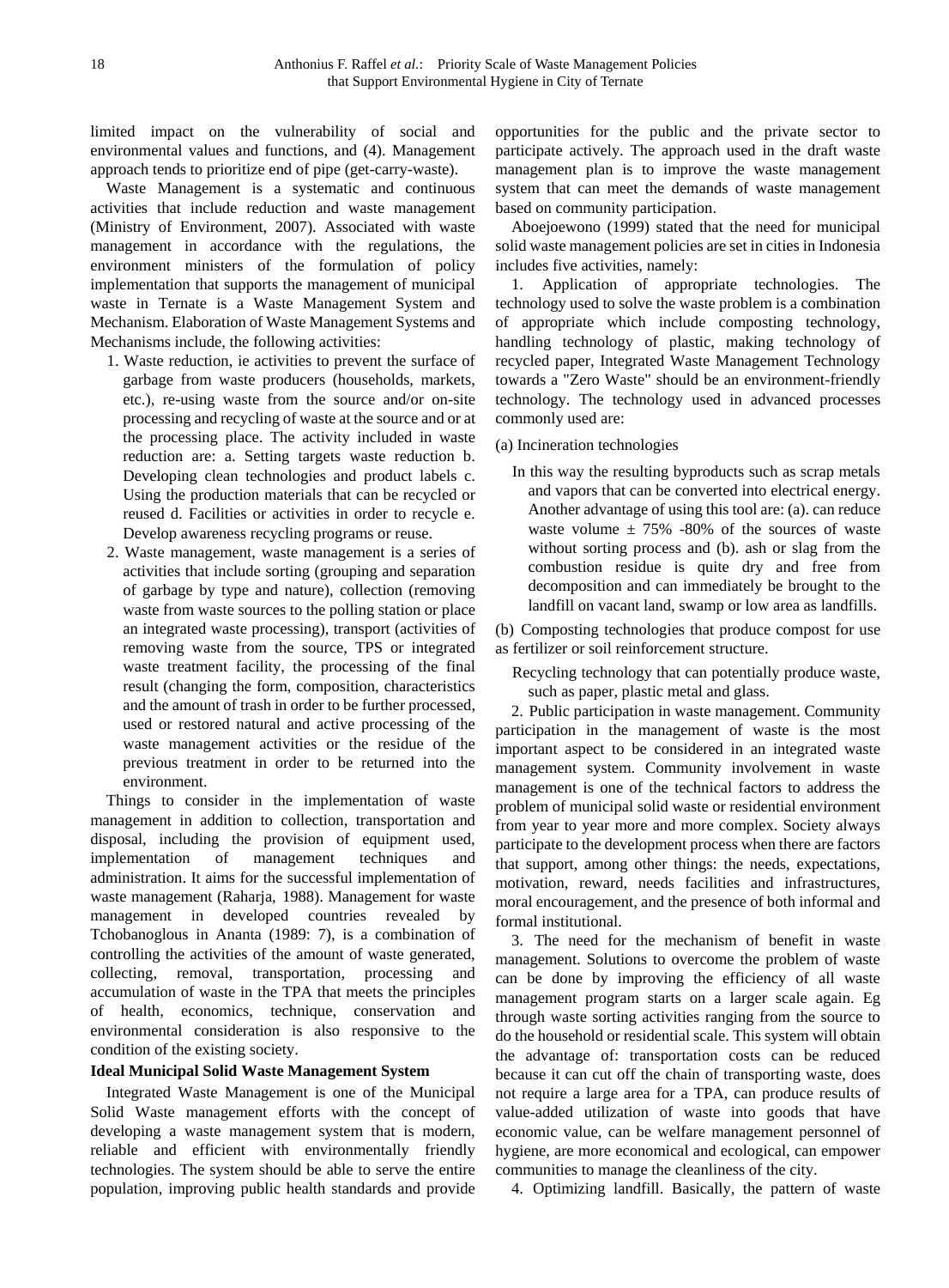limited impact on the vulnerability of social and environmental values and functions, and (4). Management approach tends to prioritize end of pipe (get-carry-waste).

Waste Management is a systematic and continuous activities that include reduction and waste management (Ministry of Environment, 2007). Associated with waste management in accordance with the regulations, the environment ministers of the formulation of policy implementation that supports the management of municipal waste in Ternate is a Waste Management System and Mechanism. Elaboration of Waste Management Systems and Mechanisms include, the following activities:

1. Waste reduction, ie activities to prevent the surface of garbage from waste producers (households, markets, etc.), re-using waste from the source and/or on-site processing and recycling of waste at the source and or at the processing place. The activity included in waste reduction are: a. Setting targets waste reduction b. Developing clean technologies and product labels c. Using the production materials that can be recycled or reused d. Facilities or activities in order to recycle e. Develop awareness recycling programs or reuse.
2. Waste management, waste management is a series of activities that include sorting (grouping and separation of garbage by type and nature), collection (removing waste from waste sources to the polling station or place an integrated waste processing), transport (activities of removing waste from the source, TPS or integrated waste treatment facility, the processing of the final result (changing the form, composition, characteristics and the amount of trash in order to be further processed, used or restored natural and active processing of the waste management activities or the residue of the previous treatment in order to be returned into the environment.

Things to consider in the implementation of waste management in addition to collection, transportation and disposal, including the provision of equipment used, implementation of management techniques and administration. It aims for the successful implementation of waste management (Raharja, 1988). Management for waste management in developed countries revealed by Tchobanoglous in Ananta (1989: 7), is a combination of controlling the activities of the amount of waste generated, collecting, removal, transportation, processing and accumulation of waste in the TPA that meets the principles of health, economics, technique, conservation and environmental consideration is also responsive to the condition of the existing society.

**Ideal Municipal Solid Waste Management System**

Integrated Waste Management is one of the Municipal Solid Waste management efforts with the concept of developing a waste management system that is modern, reliable and efficient with environmentally friendly technologies. The system should be able to serve the entire population, improving public health standards and provide opportunities for the public and the private sector to participate actively. The approach used in the draft waste management plan is to improve the waste management system that can meet the demands of waste management based on community participation.

Aboejoewono (1999) stated that the need for municipal solid waste management policies are set in cities in Indonesia includes five activities, namely:

1. Application of appropriate technologies. The technology used to solve the waste problem is a combination of appropriate which include composting technology, handling technology of plastic, making technology of recycled paper, Integrated Waste Management Technology towards a "Zero Waste" should be an environment-friendly technology. The technology used in advanced processes commonly used are:

(a) Incineration technologies

In this way the resulting byproducts such as scrap metals and vapors that can be converted into electrical energy. Another advantage of using this tool are: (a). can reduce waste volume ± 75% -80% of the sources of waste without sorting process and (b). ash or slag from the combustion residue is quite dry and free from decomposition and can immediately be brought to the landfill on vacant land, swamp or low area as landfills.

(b) Composting technologies that produce compost for use as fertilizer or soil reinforcement structure.

Recycling technology that can potentially produce waste, such as paper, plastic metal and glass.

2. Public participation in waste management. Community participation in the management of waste is the most important aspect to be considered in an integrated waste management system. Community involvement in waste management is one of the technical factors to address the problem of municipal solid waste or residential environment from year to year more and more complex. Society always participate to the development process when there are factors that support, among other things: the needs, expectations, motivation, reward, needs facilities and infrastructures, moral encouragement, and the presence of both informal and formal institutional.

3. The need for the mechanism of benefit in waste management. Solutions to overcome the problem of waste can be done by improving the efficiency of all waste management program starts on a larger scale again. Eg through waste sorting activities ranging from the source to do the household or residential scale. This system will obtain the advantage of: transportation costs can be reduced because it can cut off the chain of transporting waste, does not require a large area for a TPA, can produce results of value-added utilization of waste into goods that have economic value, can be welfare management personnel of hygiene, are more economical and ecological, can empower communities to manage the cleanliness of the city.

4. Optimizing landfill. Basically, the pattern of waste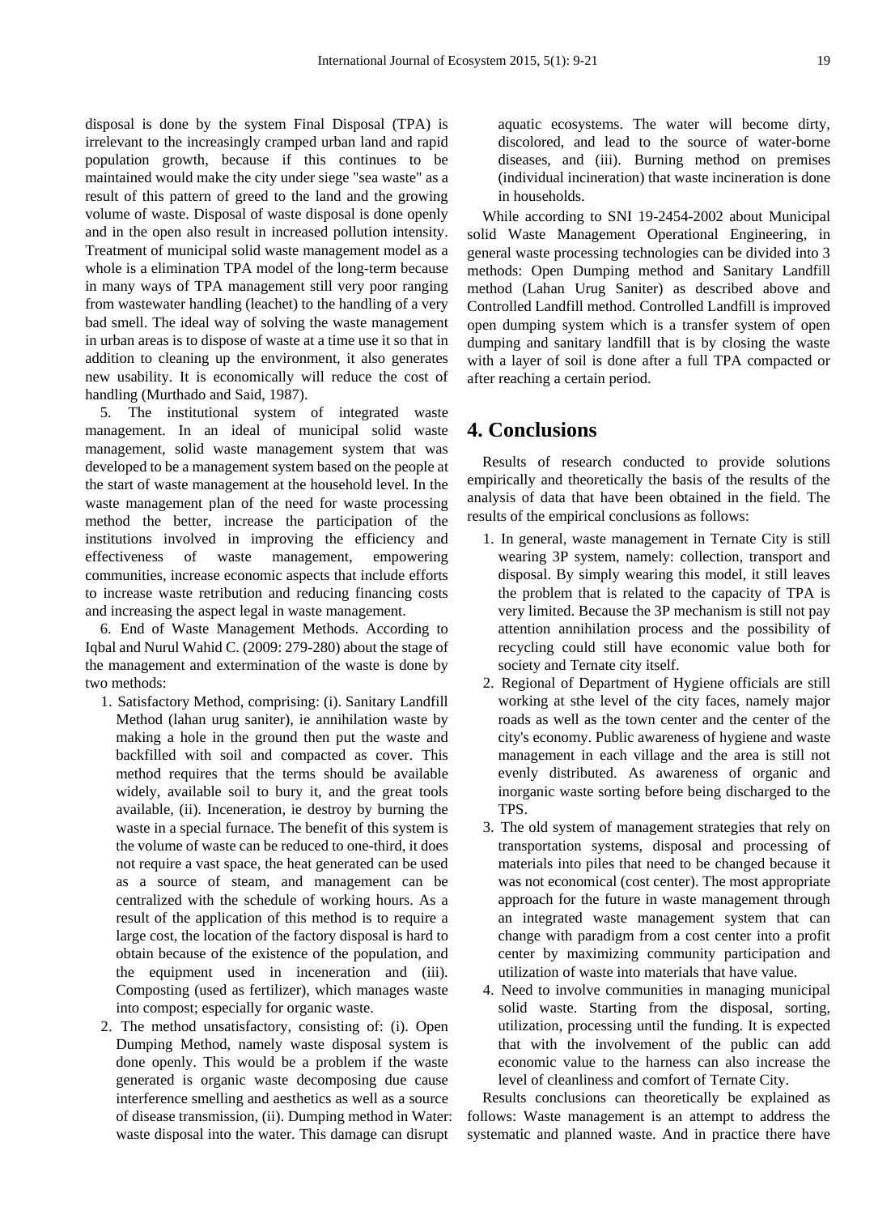disposal is done by the system Final Disposal (TPA) is irrelevant to the increasingly cramped urban land and rapid population growth, because if this continues to be maintained would make the city under siege "sea waste" as a result of this pattern of greed to the land and the growing volume of waste. Disposal of waste disposal is done openly and in the open also result in increased pollution intensity. Treatment of municipal solid waste management model as a whole is a elimination TPA model of the long-term because in many ways of TPA management still very poor ranging from wastewater handling (leachet) to the handling of a very bad smell. The ideal way of solving the waste management in urban areas is to dispose of waste at a time use it so that in addition to cleaning up the environment, it also generates new usability. It is economically will reduce the cost of handling (Murthado and Said, 1987).

5. The institutional system of integrated waste management. In an ideal of municipal solid waste management, solid waste management system that was developed to be a management system based on the people at the start of waste management at the household level. In the waste management plan of the need for waste processing method the better, increase the participation of the institutions involved in improving the efficiency and effectiveness of waste management, empowering communities, increase economic aspects that include efforts to increase waste retribution and reducing financing costs and increasing the aspect legal in waste management.

6. End of Waste Management Methods. According to Iqbal and Nurul Wahid C. (2009: 279-280) about the stage of the management and extermination of the waste is done by two methods:

1. Satisfactory Method, comprising: (i). Sanitary Landfill Method (lahan urug saniter), ie annihilation waste by making a hole in the ground then put the waste and backfilled with soil and compacted as cover. This method requires that the terms should be available widely, available soil to bury it, and the great tools available, (ii). Inceneration, ie destroy by burning the waste in a special furnace. The benefit of this system is the volume of waste can be reduced to one-third, it does not require a vast space, the heat generated can be used as a source of steam, and management can be centralized with the schedule of working hours. As a result of the application of this method is to require a large cost, the location of the factory disposal is hard to obtain because of the existence of the population, and the equipment used in inceneration and (iii). Composting (used as fertilizer), which manages waste into compost; especially for organic waste.
2. The method unsatisfactory, consisting of: (i). Open Dumping Method, namely waste disposal system is done openly. This would be a problem if the waste generated is organic waste decomposing due cause interference smelling and aesthetics as well as a source of disease transmission, (ii). Dumping method in Water: waste disposal into the water. This damage can disrupt aquatic ecosystems. The water will become dirty, discolored, and lead to the source of water-borne diseases, and (iii). Burning method on premises (individual incineration) that waste incineration is done in households.

While according to SNI 19-2454-2002 about Municipal solid Waste Management Operational Engineering, in general waste processing technologies can be divided into 3 methods: Open Dumping method and Sanitary Landfill method (Lahan Urug Saniter) as described above and Controlled Landfill method. Controlled Landfill is improved open dumping system which is a transfer system of open dumping and sanitary landfill that is by closing the waste with a layer of soil is done after a full TPA compacted or after reaching a certain period.

# 4. Conclusions

Results of research conducted to provide solutions empirically and theoretically the basis of the results of the analysis of data that have been obtained in the field. The results of the empirical conclusions as follows:

1. In general, waste management in Ternate City is still wearing 3P system, namely: collection, transport and disposal. By simply wearing this model, it still leaves the problem that is related to the capacity of TPA is very limited. Because the 3P mechanism is still not pay attention annihilation process and the possibility of recycling could still have economic value both for society and Ternate city itself.
2. Regional of Department of Hygiene officials are still working at sthe level of the city faces, namely major roads as well as the town center and the center of the city's economy. Public awareness of hygiene and waste management in each village and the area is still not evenly distributed. As awareness of organic and inorganic waste sorting before being discharged to the TPS.
3. The old system of management strategies that rely on transportation systems, disposal and processing of materials into piles that need to be changed because it was not economical (cost center). The most appropriate approach for the future in waste management through an integrated waste management system that can change with paradigm from a cost center into a profit center by maximizing community participation and utilization of waste into materials that have value.
4. Need to involve communities in managing municipal solid waste. Starting from the disposal, sorting, utilization, processing until the funding. It is expected that with the involvement of the public can add economic value to the harness can also increase the level of cleanliness and comfort of Ternate City.

Results conclusions can theoretically be explained as follows: Waste management is an attempt to address the systematic and planned waste. And in practice there have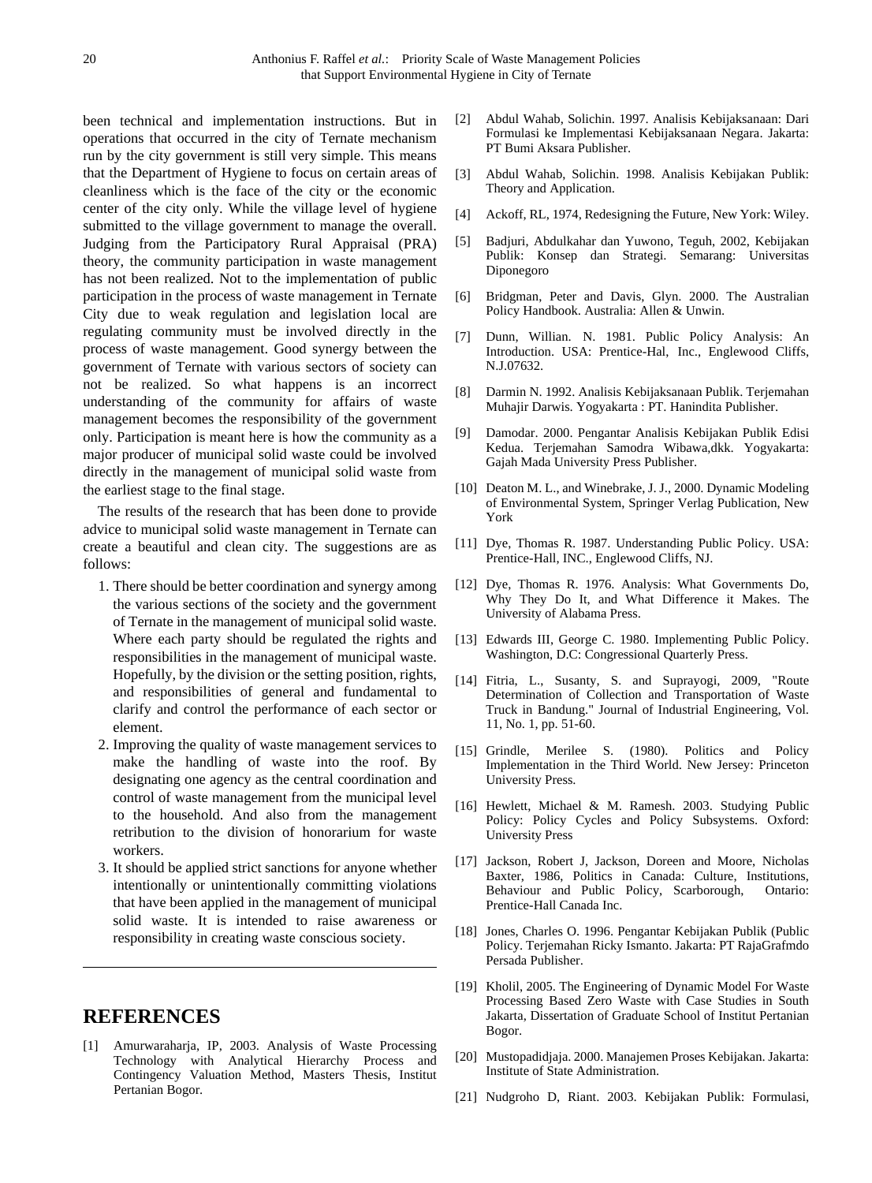been technical and implementation instructions. But in operations that occurred in the city of Ternate mechanism run by the city government is still very simple. This means that the Department of Hygiene to focus on certain areas of cleanliness which is the face of the city or the economic center of the city only. While the village level of hygiene submitted to the village government to manage the overall. Judging from the Participatory Rural Appraisal (PRA) theory, the community participation in waste management has not been realized. Not to the implementation of public participation in the process of waste management in Ternate City due to weak regulation and legislation local are regulating community must be involved directly in the process of waste management. Good synergy between the government of Ternate with various sectors of society can not be realized. So what happens is an incorrect understanding of the community for affairs of waste management becomes the responsibility of the government only. Participation is meant here is how the community as a major producer of municipal solid waste could be involved directly in the management of municipal solid waste from the earliest stage to the final stage.

The results of the research that has been done to provide advice to municipal solid waste management in Ternate can create a beautiful and clean city. The suggestions are as follows:

1. There should be better coordination and synergy among the various sections of the society and the government of Ternate in the management of municipal solid waste. Where each party should be regulated the rights and responsibilities in the management of municipal waste. Hopefully, by the division or the setting position, rights, and responsibilities of general and fundamental to clarify and control the performance of each sector or element.
2. Improving the quality of waste management services to make the handling of waste into the roof. By designating one agency as the central coordination and control of waste management from the municipal level to the household. And also from the management retribution to the division of honorarium for waste workers.
3. It should be applied strict sanctions for anyone whether intentionally or unintentionally committing violations that have been applied in the management of municipal solid waste. It is intended to raise awareness or responsibility in creating waste conscious society.

## REFERENCES

[1] Amurwaraharja, IP, 2003. Analysis of Waste Processing Technology with Analytical Hierarchy Process and Contingency Valuation Method, Masters Thesis, Institut Pertanian Bogor.

[2] Abdul Wahab, Solichin. 1997. Analisis Kebijaksanaan: Dari Formulasi ke Implementasi Kebijaksanaan Negara. Jakarta: PT Bumi Aksara Publisher.

[3] Abdul Wahab, Solichin. 1998. Analisis Kebijakan Publik: Theory and Application.

[4] Ackoff, RL, 1974, Redesigning the Future, New York: Wiley.

[5] Badjuri, Abdulkahar dan Yuwono, Teguh, 2002, Kebijakan Publik: Konsep dan Strategi. Semarang: Universitas Diponegoro

[6] Bridgman, Peter and Davis, Glyn. 2000. The Australian Policy Handbook. Australia: Allen & Unwin.

[7] Dunn, Willian. N. 1981. Public Policy Analysis: An Introduction. USA: Prentice-Hal, Inc., Englewood Cliffs, N.J.07632.

[8] Darmin N. 1992. Analisis Kebijaksanaan Publik. Terjemahan Muhajir Darwis. Yogyakarta : PT. Hanindita Publisher.

[9] Damodar. 2000. Pengantar Analisis Kebijakan Publik Edisi Kedua. Terjemahan Samodra Wibawa,dkk. Yogyakarta: Gajah Mada University Press Publisher.

[10] Deaton M. L., and Winebrake, J. J., 2000. Dynamic Modeling of Environmental System, Springer Verlag Publication, New York

[11] Dye, Thomas R. 1987. Understanding Public Policy. USA: Prentice-Hall, INC., Englewood Cliffs, NJ.

[12] Dye, Thomas R. 1976. Analysis: What Governments Do, Why They Do It, and What Difference it Makes. The University of Alabama Press.

[13] Edwards III, George C. 1980. Implementing Public Policy. Washington, D.C: Congressional Quarterly Press.

[14] Fitria, L., Susanty, S. and Suprayogi, 2009, "Route Determination of Collection and Transportation of Waste Truck in Bandung." Journal of Industrial Engineering, Vol. 11, No. 1, pp. 51-60.

[15] Grindle, Merilee S. (1980). Politics and Policy Implementation in the Third World. New Jersey: Princeton University Press.

[16] Hewlett, Michael & M. Ramesh. 2003. Studying Public Policy: Policy Cycles and Policy Subsystems. Oxford: University Press

[17] Jackson, Robert J, Jackson, Doreen and Moore, Nicholas Baxter, 1986, Politics in Canada: Culture, Institutions, Behaviour and Public Policy, Scarborough, Ontario: Prentice-Hall Canada Inc.

[18] Jones, Charles O. 1996. Pengantar Kebijakan Publik (Public Policy. Terjemahan Ricky Ismanto. Jakarta: PT RajaGrafmdo Persada Publisher.

[19] Kholil, 2005. The Engineering of Dynamic Model For Waste Processing Based Zero Waste with Case Studies in South Jakarta, Dissertation of Graduate School of Institut Pertanian Bogor.

[20] Mustopadidjaja. 2000. Manajemen Proses Kebijakan. Jakarta: Institute of State Administration.

[21] Nudgroho D, Riant. 2003. Kebijakan Publik: Formulasi,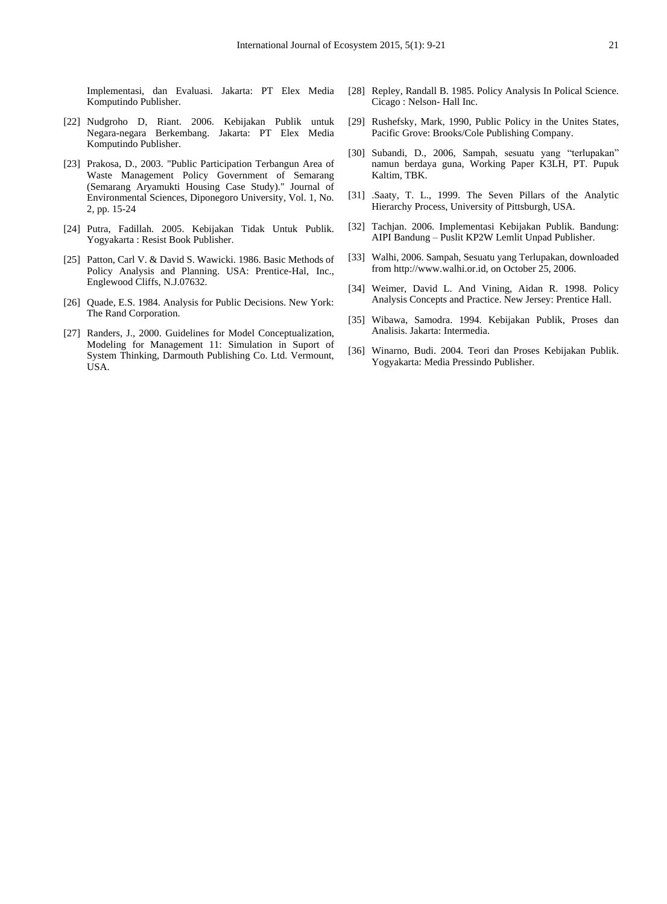Implementasi, dan Evaluasi. Jakarta: PT Elex Media Komputindo Publisher.

[22] Nudgroho D, Riant. 2006. Kebijakan Publik untuk Negara-negara Berkembang. Jakarta: PT Elex Media Komputindo Publisher.

[23] Prakosa, D., 2003. "Public Participation Terbangun Area of Waste Management Policy Government of Semarang (Semarang Aryamukti Housing Case Study)." Journal of Environmental Sciences, Diponegoro University, Vol. 1, No. 2, pp. 15-24

[24] Putra, Fadillah. 2005. Kebijakan Tidak Untuk Publik. Yogyakarta : Resist Book Publisher.

[25] Patton, Carl V. & David S. Wawicki. 1986. Basic Methods of Policy Analysis and Planning. USA: Prentice-Hal, Inc., Englewood Cliffs, N.J.07632.

[26] Quade, E.S. 1984. Analysis for Public Decisions. New York: The Rand Corporation.

[27] Randers, J., 2000. Guidelines for Model Conceptualization, Modeling for Management 11: Simulation in Suport of System Thinking, Darmouth Publishing Co. Ltd. Vermount, USA.

[28] Repley, Randall B. 1985. Policy Analysis In Polical Science. Cicago : Nelson- Hall Inc.

[29] Rushefsky, Mark, 1990, Public Policy in the Unites States, Pacific Grove: Brooks/Cole Publishing Company.

[30] Subandi, D., 2006, Sampah, sesuatu yang "terlupakan" namun berdaya guna, Working Paper K3LH, PT. Pupuk Kaltim, TBK.

[31] .Saaty, T. L., 1999. The Seven Pillars of the Analytic Hierarchy Process, University of Pittsburgh, USA.

[32] Tachjan. 2006. Implementasi Kebijakan Publik. Bandung: AIPI Bandung – Puslit KP2W Lemlit Unpad Publisher.

[33] Walhi, 2006. Sampah, Sesuatu yang Terlupakan, downloaded from http://www.walhi.or.id, on October 25, 2006.

[34] Weimer, David L. And Vining, Aidan R. 1998. Policy Analysis Concepts and Practice. New Jersey: Prentice Hall.

[35] Wibawa, Samodra. 1994. Kebijakan Publik, Proses dan Analisis. Jakarta: Intermedia.

[36] Winarno, Budi. 2004. Teori dan Proses Kebijakan Publik. Yogyakarta: Media Pressindo Publisher.